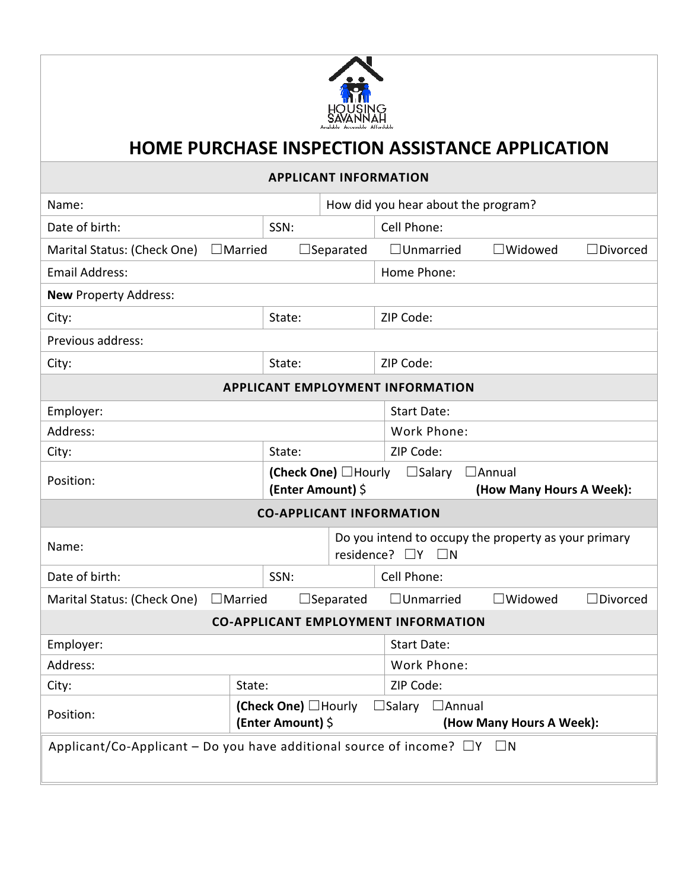HOUSING SAVANNAH
Available Accessible Affordable

# HOME PURCHASE INSPECTION ASSISTANCE APPLICATION

| APPLICANT INFORMATION | | |
|---|---|---|
| Name: | How did you hear about the program? | |
| Date of birth: | SSN: | Cell Phone: |
| Marital Status: (Check One) ☐Married ☐Separated ☐Unmarried ☐Widowed ☐Divorced | | |
| Email Address: | | Home Phone: |
| **New** Property Address: | | |
| City: | State: | ZIP Code: |
| Previous address: | | |
| City: | State: | ZIP Code: |

| APPLICANT EMPLOYMENT INFORMATION | | |
|---|---|---|
| Employer: | | Start Date: |
| Address: | | Work Phone: |
| City: | State: | ZIP Code: |
| Position: | **(Check One)** ☐Hourly ☐Salary ☐Annual **(Enter Amount)** $ **(How Many Hours A Week):** | |

| CO-APPLICANT INFORMATION | | |
|---|---|---|
| Name: | Do you intend to occupy the property as your primary residence? ☐Y ☐N | |
| Date of birth: | SSN: | Cell Phone: |
| Marital Status: (Check One) ☐Married ☐Separated ☐Unmarried ☐Widowed ☐Divorced | | |

| CO-APPLICANT EMPLOYMENT INFORMATION | | |
|---|---|---|
| Employer: | | Start Date: |
| Address: | | Work Phone: |
| City: | State: | ZIP Code: |
| Position: | **(Check One)** ☐Hourly ☐Salary ☐Annual **(Enter Amount)** $ **(How Many Hours A Week):** | |

Applicant/Co-Applicant – Do you have additional source of income? ☐Y ☐N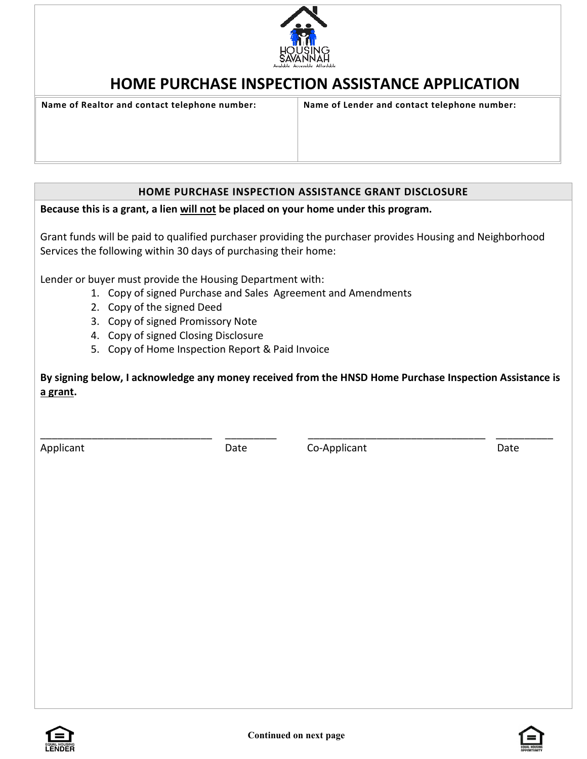# HOME PURCHASE INSPECTION ASSISTANCE APPLICATION

| Name of Realtor and contact telephone number: | Name of Lender and contact telephone number: |
|---|---|
| | |

## HOME PURCHASE INSPECTION ASSISTANCE GRANT DISCLOSURE

**Because this is a grant, a lien will not be placed on your home under this program.**

Grant funds will be paid to qualified purchaser providing the purchaser provides Housing and Neighborhood Services the following within 30 days of purchasing their home:

Lender or buyer must provide the Housing Department with:

1. Copy of signed Purchase and Sales Agreement and Amendments
2. Copy of the signed Deed
3. Copy of signed Promissory Note
4. Copy of signed Closing Disclosure
5. Copy of Home Inspection Report & Paid Invoice

**By signing below, I acknowledge any money received from the HNSD Home Purchase Inspection Assistance is a grant.**

_______________________________ _________ _________________________________ __________

Applicant Date Co-Applicant Date

Continued on next page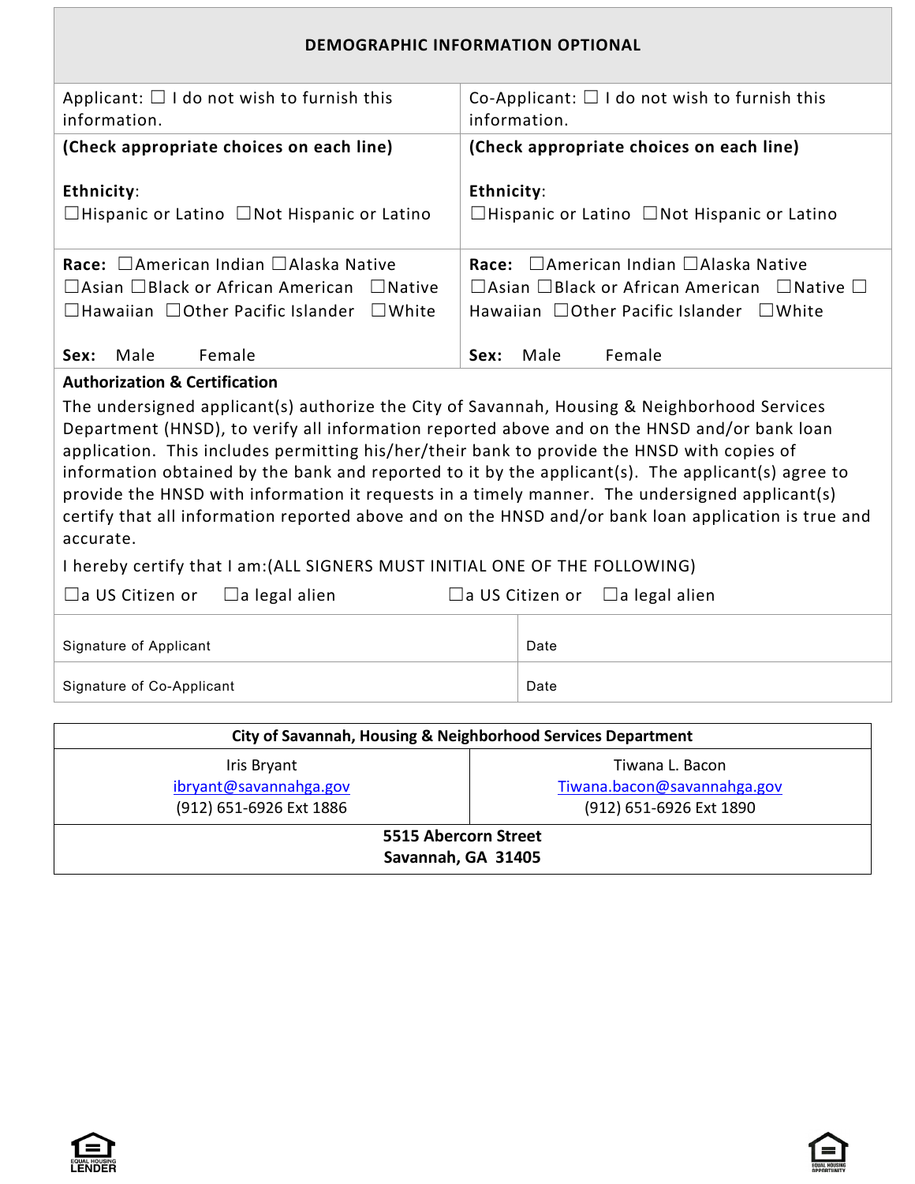## DEMOGRAPHIC INFORMATION OPTIONAL

| | |
|---|---|
| Applicant: ☐ I do not wish to furnish this information. | Co-Applicant: ☐ I do not wish to furnish this information. |
| **(Check appropriate choices on each line)**<br><br>**Ethnicity**:<br>☐Hispanic or Latino ☐Not Hispanic or Latino | **(Check appropriate choices on each line)**<br><br>**Ethnicity**:<br>☐Hispanic or Latino ☐Not Hispanic or Latino |
| **Race:** ☐American Indian ☐Alaska Native ☐Asian ☐Black or African American ☐Native ☐Hawaiian ☐Other Pacific Islander ☐White<br><br>**Sex:** Male Female | **Race:** ☐American Indian ☐Alaska Native ☐Asian ☐Black or African American ☐Native ☐ Hawaiian ☐Other Pacific Islander ☐White<br><br>**Sex:** Male Female |

**Authorization & Certification**

The undersigned applicant(s) authorize the City of Savannah, Housing & Neighborhood Services Department (HNSD), to verify all information reported above and on the HNSD and/or bank loan application. This includes permitting his/her/their bank to provide the HNSD with copies of information obtained by the bank and reported to it by the applicant(s). The applicant(s) agree to provide the HNSD with information it requests in a timely manner. The undersigned applicant(s) certify that all information reported above and on the HNSD and/or bank loan application is true and accurate.

I hereby certify that I am:(ALL SIGNERS MUST INITIAL ONE OF THE FOLLOWING)

☐a US Citizen or ☐a legal alien ☐a US Citizen or ☐a legal alien

| | |
|---|---|
| Signature of Applicant | Date |
| Signature of Co-Applicant | Date |

| **City of Savannah, Housing & Neighborhood Services Department** | |
|---|---|
| Iris Bryant<br>ibryant@savannahga.gov<br>(912) 651-6926 Ext 1886 | Tiwana L. Bacon<br>Tiwana.bacon@savannahga.gov<br>(912) 651-6926 Ext 1890 |
| **5515 Abercorn Street**<br>**Savannah, GA 31405** | |

EQUAL HOUSING LENDER

EQUAL HOUSING OPPORTUNITY